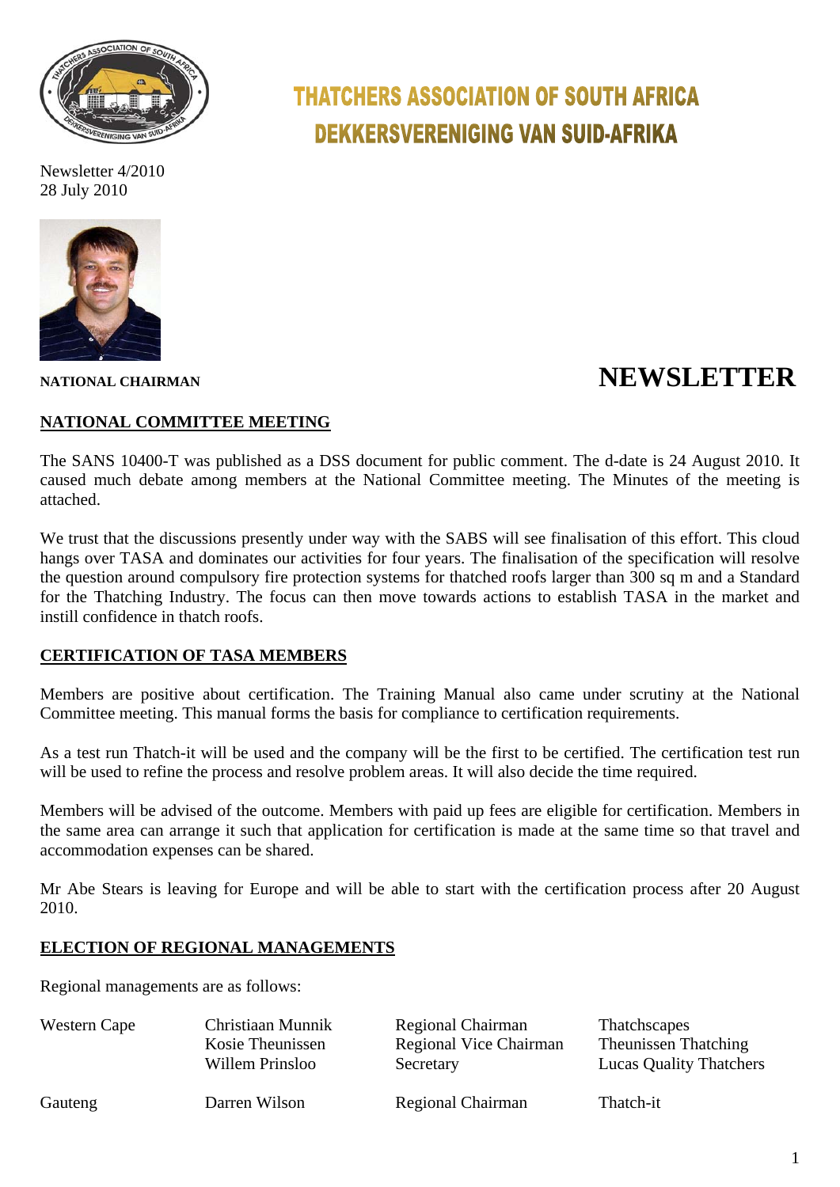# THATCHERS ASSOCIATION OF SOUTH AFRICA
# DEKKERSVERENIGING VAN SUID-AFRIKA

Newsletter 4/2010
28 July 2010

**NATIONAL CHAIRMAN**

# NEWSLETTER

## NATIONAL COMMITTEE MEETING

The SANS 10400-T was published as a DSS document for public comment. The d-date is 24 August 2010. It caused much debate among members at the National Committee meeting. The Minutes of the meeting is attached.

We trust that the discussions presently under way with the SABS will see finalisation of this effort. This cloud hangs over TASA and dominates our activities for four years. The finalisation of the specification will resolve the question around compulsory fire protection systems for thatched roofs larger than 300 sq m and a Standard for the Thatching Industry. The focus can then move towards actions to establish TASA in the market and instill confidence in thatch roofs.

## CERTIFICATION OF TASA MEMBERS

Members are positive about certification. The Training Manual also came under scrutiny at the National Committee meeting. This manual forms the basis for compliance to certification requirements.

As a test run Thatch-it will be used and the company will be the first to be certified. The certification test run will be used to refine the process and resolve problem areas. It will also decide the time required.

Members will be advised of the outcome. Members with paid up fees are eligible for certification. Members in the same area can arrange it such that application for certification is made at the same time so that travel and accommodation expenses can be shared.

Mr Abe Stears is leaving for Europe and will be able to start with the certification process after 20 August 2010.

## ELECTION OF REGIONAL MANAGEMENTS

Regional managements are as follows:

| | | | |
|---|---|---|---|
| Western Cape | Christiaan Munnik | Regional Chairman | Thatchscapes |
| | Kosie Theunissen | Regional Vice Chairman | Theunissen Thatching |
| | Willem Prinsloo | Secretary | Lucas Quality Thatchers |
| Gauteng | Darren Wilson | Regional Chairman | Thatch-it |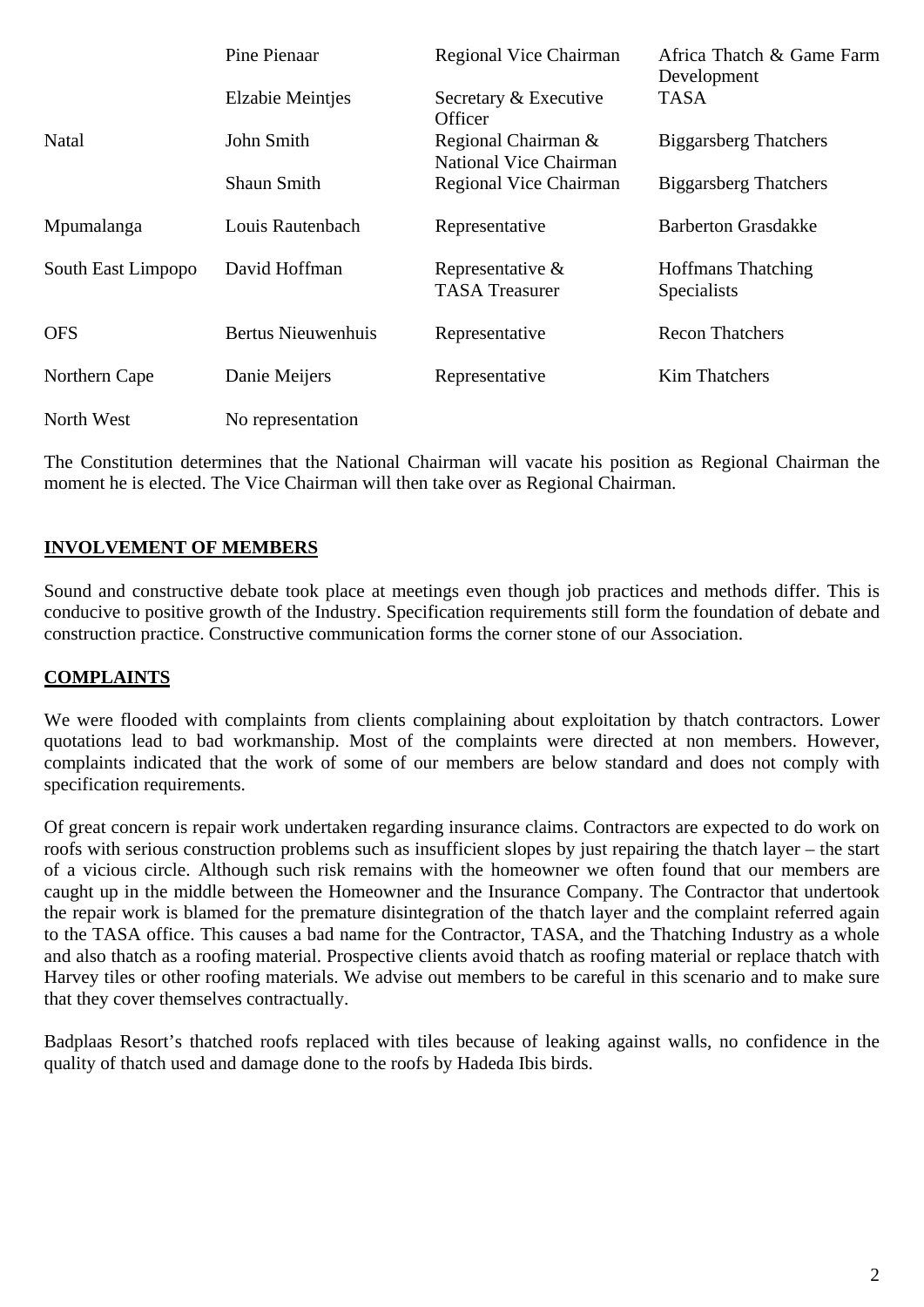| | | | |
|---|---|---|---|
| | Pine Pienaar | Regional Vice Chairman | Africa Thatch & Game Farm Development |
| | Elzabie Meintjes | Secretary & Executive Officer | TASA |
| Natal | John Smith | Regional Chairman & National Vice Chairman | Biggarsberg Thatchers |
| | Shaun Smith | Regional Vice Chairman | Biggarsberg Thatchers |
| Mpumalanga | Louis Rautenbach | Representative | Barberton Grasdakke |
| South East Limpopo | David Hoffman | Representative & TASA Treasurer | Hoffmans Thatching Specialists |
| OFS | Bertus Nieuwenhuis | Representative | Recon Thatchers |
| Northern Cape | Danie Meijers | Representative | Kim Thatchers |
| North West | No representation | | |

The Constitution determines that the National Chairman will vacate his position as Regional Chairman the moment he is elected. The Vice Chairman will then take over as Regional Chairman.

## INVOLVEMENT OF MEMBERS

Sound and constructive debate took place at meetings even though job practices and methods differ. This is conducive to positive growth of the Industry. Specification requirements still form the foundation of debate and construction practice. Constructive communication forms the corner stone of our Association.

## COMPLAINTS

We were flooded with complaints from clients complaining about exploitation by thatch contractors. Lower quotations lead to bad workmanship. Most of the complaints were directed at non members. However, complaints indicated that the work of some of our members are below standard and does not comply with specification requirements.

Of great concern is repair work undertaken regarding insurance claims. Contractors are expected to do work on roofs with serious construction problems such as insufficient slopes by just repairing the thatch layer – the start of a vicious circle. Although such risk remains with the homeowner we often found that our members are caught up in the middle between the Homeowner and the Insurance Company. The Contractor that undertook the repair work is blamed for the premature disintegration of the thatch layer and the complaint referred again to the TASA office. This causes a bad name for the Contractor, TASA, and the Thatching Industry as a whole and also thatch as a roofing material. Prospective clients avoid thatch as roofing material or replace thatch with Harvey tiles or other roofing materials. We advise out members to be careful in this scenario and to make sure that they cover themselves contractually.

Badplaas Resort's thatched roofs replaced with tiles because of leaking against walls, no confidence in the quality of thatch used and damage done to the roofs by Hadeda Ibis birds.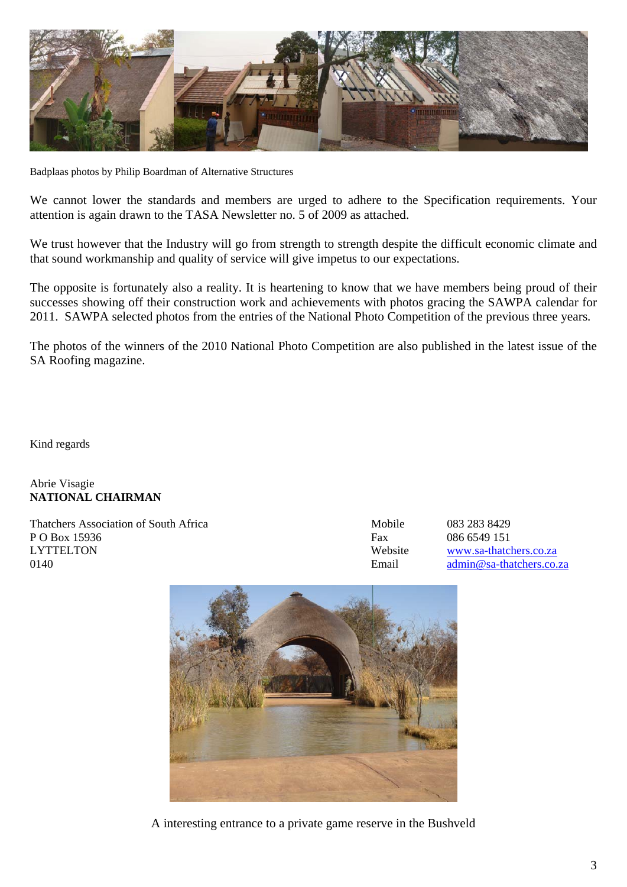Badplaas photos by Philip Boardman of Alternative Structures

We cannot lower the standards and members are urged to adhere to the Specification requirements. Your attention is again drawn to the TASA Newsletter no. 5 of 2009 as attached.

We trust however that the Industry will go from strength to strength despite the difficult economic climate and that sound workmanship and quality of service will give impetus to our expectations.

The opposite is fortunately also a reality. It is heartening to know that we have members being proud of their successes showing off their construction work and achievements with photos gracing the SAWPA calendar for 2011. SAWPA selected photos from the entries of the National Photo Competition of the previous three years.

The photos of the winners of the 2010 National Photo Competition are also published in the latest issue of the SA Roofing magazine.

Kind regards

Abrie Visagie
**NATIONAL CHAIRMAN**

Thatchers Association of South Africa
P O Box 15936
LYTTELTON
0140

Mobile 083 283 8429
Fax 086 6549 151
Website www.sa-thatchers.co.za
Email admin@sa-thatchers.co.za

A interesting entrance to a private game reserve in the Bushveld